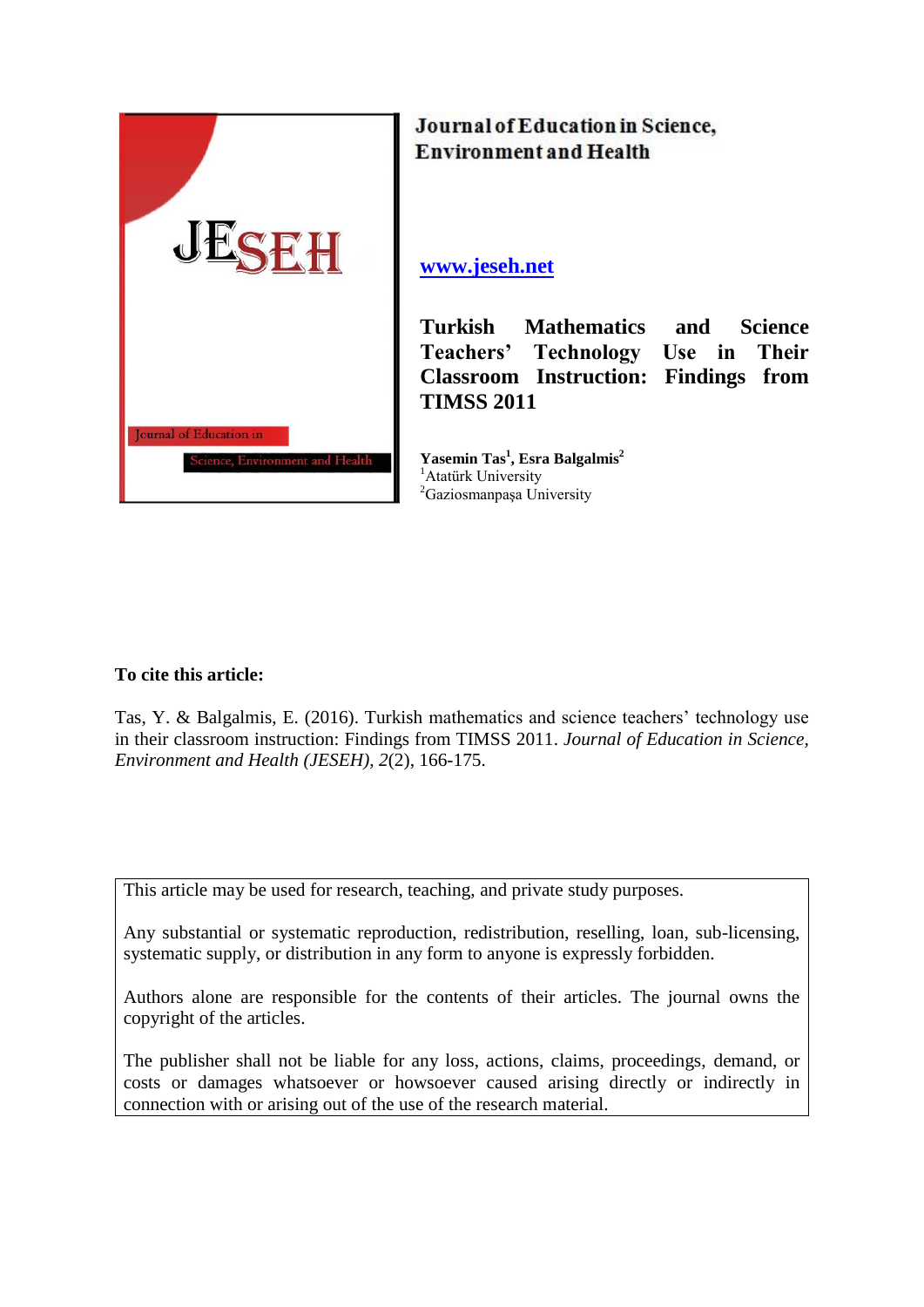Journal of Education in Science, Environment and Health

www.jeseh.net

# Turkish Mathematics and Science Teachers' Technology Use in Their Classroom Instruction: Findings from TIMSS 2011

**Yasemin Tas[1], Esra Balgalmis[2]**
[1]Atatürk University
[2]Gaziosmanpaşa University

**To cite this article:**

Tas, Y. & Balgalmis, E. (2016). Turkish mathematics and science teachers' technology use in their classroom instruction: Findings from TIMSS 2011. *Journal of Education in Science, Environment and Health (JESEH), 2*(2), 166-175.

This article may be used for research, teaching, and private study purposes.

Any substantial or systematic reproduction, redistribution, reselling, loan, sub-licensing, systematic supply, or distribution in any form to anyone is expressly forbidden.

Authors alone are responsible for the contents of their articles. The journal owns the copyright of the articles.

The publisher shall not be liable for any loss, actions, claims, proceedings, demand, or costs or damages whatsoever or howsoever caused arising directly or indirectly in connection with or arising out of the use of the research material.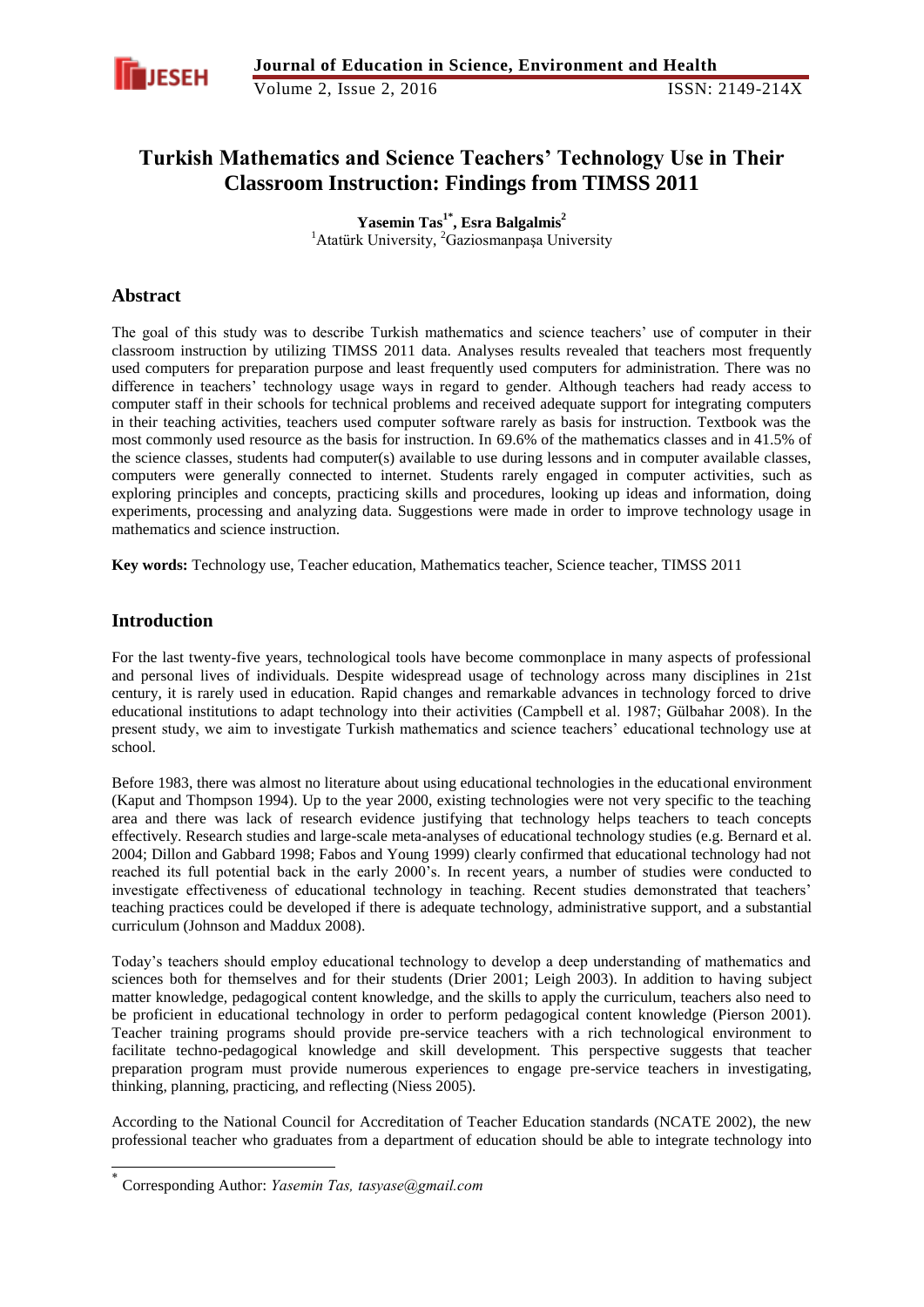# Turkish Mathematics and Science Teachers' Technology Use in Their Classroom Instruction: Findings from TIMSS 2011

**Yasemin Tas[1*], Esra Balgalmis[2]**
[1]Atatürk University, [2]Gaziosmanpaşa University

## Abstract

The goal of this study was to describe Turkish mathematics and science teachers' use of computer in their classroom instruction by utilizing TIMSS 2011 data. Analyses results revealed that teachers most frequently used computers for preparation purpose and least frequently used computers for administration. There was no difference in teachers' technology usage ways in regard to gender. Although teachers had ready access to computer staff in their schools for technical problems and received adequate support for integrating computers in their teaching activities, teachers used computer software rarely as basis for instruction. Textbook was the most commonly used resource as the basis for instruction. In 69.6% of the mathematics classes and in 41.5% of the science classes, students had computer(s) available to use during lessons and in computer available classes, computers were generally connected to internet. Students rarely engaged in computer activities, such as exploring principles and concepts, practicing skills and procedures, looking up ideas and information, doing experiments, processing and analyzing data. Suggestions were made in order to improve technology usage in mathematics and science instruction.

**Key words:** Technology use, Teacher education, Mathematics teacher, Science teacher, TIMSS 2011

## Introduction

For the last twenty-five years, technological tools have become commonplace in many aspects of professional and personal lives of individuals. Despite widespread usage of technology across many disciplines in 21st century, it is rarely used in education. Rapid changes and remarkable advances in technology forced to drive educational institutions to adapt technology into their activities (Campbell et al. 1987; Gülbahar 2008). In the present study, we aim to investigate Turkish mathematics and science teachers' educational technology use at school.

Before 1983, there was almost no literature about using educational technologies in the educational environment (Kaput and Thompson 1994). Up to the year 2000, existing technologies were not very specific to the teaching area and there was lack of research evidence justifying that technology helps teachers to teach concepts effectively. Research studies and large-scale meta-analyses of educational technology studies (e.g. Bernard et al. 2004; Dillon and Gabbard 1998; Fabos and Young 1999) clearly confirmed that educational technology had not reached its full potential back in the early 2000's. In recent years, a number of studies were conducted to investigate effectiveness of educational technology in teaching. Recent studies demonstrated that teachers' teaching practices could be developed if there is adequate technology, administrative support, and a substantial curriculum (Johnson and Maddux 2008).

Today's teachers should employ educational technology to develop a deep understanding of mathematics and sciences both for themselves and for their students (Drier 2001; Leigh 2003). In addition to having subject matter knowledge, pedagogical content knowledge, and the skills to apply the curriculum, teachers also need to be proficient in educational technology in order to perform pedagogical content knowledge (Pierson 2001). Teacher training programs should provide pre-service teachers with a rich technological environment to facilitate techno-pedagogical knowledge and skill development. This perspective suggests that teacher preparation program must provide numerous experiences to engage pre-service teachers in investigating, thinking, planning, practicing, and reflecting (Niess 2005).

According to the National Council for Accreditation of Teacher Education standards (NCATE 2002), the new professional teacher who graduates from a department of education should be able to integrate technology into

---

[*] Corresponding Author: *Yasemin Tas, tasyase@gmail.com*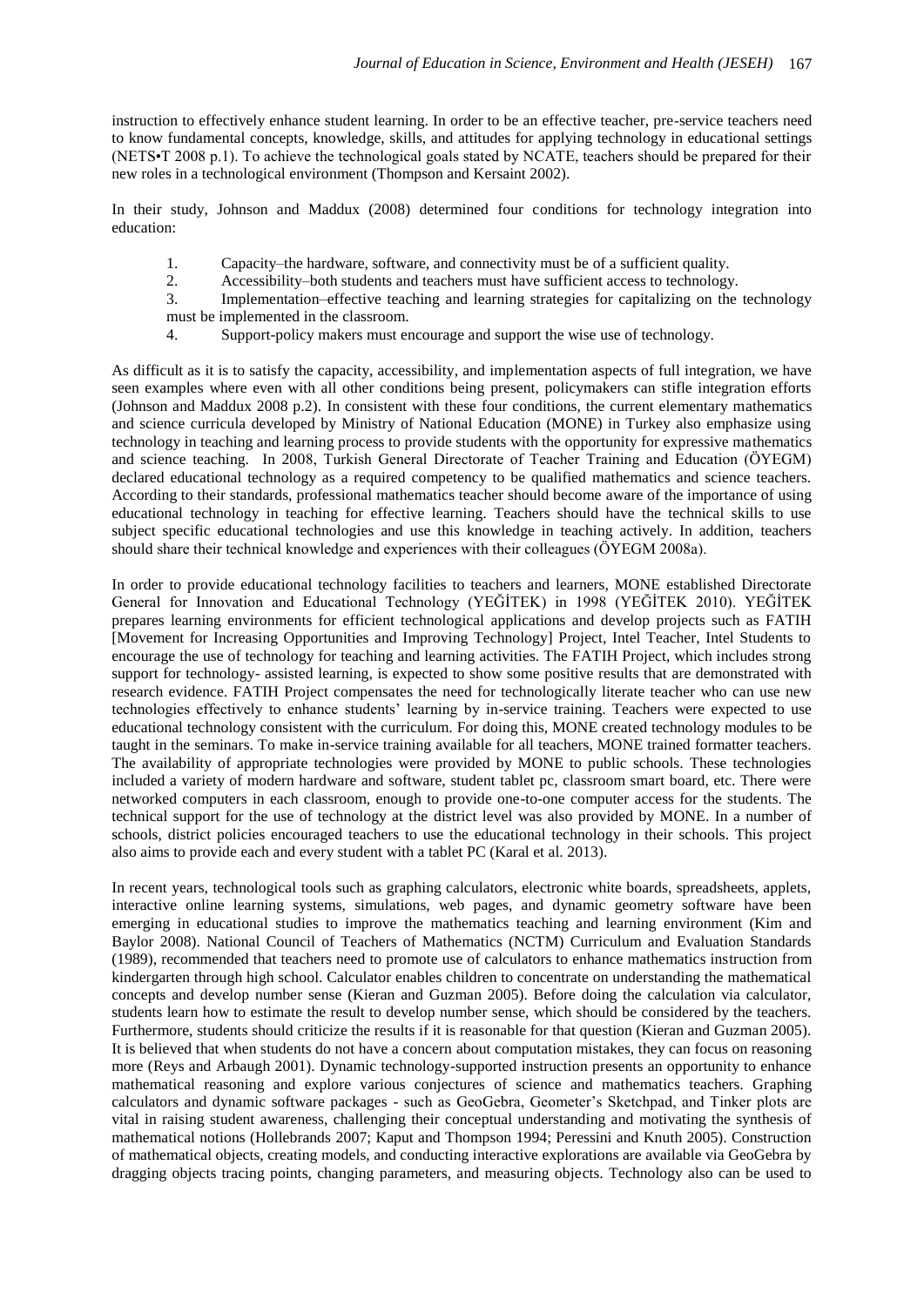instruction to effectively enhance student learning. In order to be an effective teacher, pre-service teachers need to know fundamental concepts, knowledge, skills, and attitudes for applying technology in educational settings (NETS•T 2008 p.1). To achieve the technological goals stated by NCATE, teachers should be prepared for their new roles in a technological environment (Thompson and Kersaint 2002).

In their study, Johnson and Maddux (2008) determined four conditions for technology integration into education:

1. Capacity–the hardware, software, and connectivity must be of a sufficient quality.
2. Accessibility–both students and teachers must have sufficient access to technology.
3. Implementation–effective teaching and learning strategies for capitalizing on the technology must be implemented in the classroom.
4. Support-policy makers must encourage and support the wise use of technology.

As difficult as it is to satisfy the capacity, accessibility, and implementation aspects of full integration, we have seen examples where even with all other conditions being present, policymakers can stifle integration efforts (Johnson and Maddux 2008 p.2). In consistent with these four conditions, the current elementary mathematics and science curricula developed by Ministry of National Education (MONE) in Turkey also emphasize using technology in teaching and learning process to provide students with the opportunity for expressive mathematics and science teaching. In 2008, Turkish General Directorate of Teacher Training and Education (ÖYEGM) declared educational technology as a required competency to be qualified mathematics and science teachers. According to their standards, professional mathematics teacher should become aware of the importance of using educational technology in teaching for effective learning. Teachers should have the technical skills to use subject specific educational technologies and use this knowledge in teaching actively. In addition, teachers should share their technical knowledge and experiences with their colleagues (ÖYEGM 2008a).

In order to provide educational technology facilities to teachers and learners, MONE established Directorate General for Innovation and Educational Technology (YEĞİTEK) in 1998 (YEĞİTEK 2010). YEĞİTEK prepares learning environments for efficient technological applications and develop projects such as FATIH [Movement for Increasing Opportunities and Improving Technology] Project, Intel Teacher, Intel Students to encourage the use of technology for teaching and learning activities. The FATIH Project, which includes strong support for technology- assisted learning, is expected to show some positive results that are demonstrated with research evidence. FATIH Project compensates the need for technologically literate teacher who can use new technologies effectively to enhance students' learning by in-service training. Teachers were expected to use educational technology consistent with the curriculum. For doing this, MONE created technology modules to be taught in the seminars. To make in-service training available for all teachers, MONE trained formatter teachers. The availability of appropriate technologies were provided by MONE to public schools. These technologies included a variety of modern hardware and software, student tablet pc, classroom smart board, etc. There were networked computers in each classroom, enough to provide one-to-one computer access for the students. The technical support for the use of technology at the district level was also provided by MONE. In a number of schools, district policies encouraged teachers to use the educational technology in their schools. This project also aims to provide each and every student with a tablet PC (Karal et al. 2013).

In recent years, technological tools such as graphing calculators, electronic white boards, spreadsheets, applets, interactive online learning systems, simulations, web pages, and dynamic geometry software have been emerging in educational studies to improve the mathematics teaching and learning environment (Kim and Baylor 2008). National Council of Teachers of Mathematics (NCTM) Curriculum and Evaluation Standards (1989), recommended that teachers need to promote use of calculators to enhance mathematics instruction from kindergarten through high school. Calculator enables children to concentrate on understanding the mathematical concepts and develop number sense (Kieran and Guzman 2005). Before doing the calculation via calculator, students learn how to estimate the result to develop number sense, which should be considered by the teachers. Furthermore, students should criticize the results if it is reasonable for that question (Kieran and Guzman 2005). It is believed that when students do not have a concern about computation mistakes, they can focus on reasoning more (Reys and Arbaugh 2001). Dynamic technology-supported instruction presents an opportunity to enhance mathematical reasoning and explore various conjectures of science and mathematics teachers. Graphing calculators and dynamic software packages - such as GeoGebra, Geometer's Sketchpad, and Tinker plots are vital in raising student awareness, challenging their conceptual understanding and motivating the synthesis of mathematical notions (Hollebrands 2007; Kaput and Thompson 1994; Peressini and Knuth 2005). Construction of mathematical objects, creating models, and conducting interactive explorations are available via GeoGebra by dragging objects tracing points, changing parameters, and measuring objects. Technology also can be used to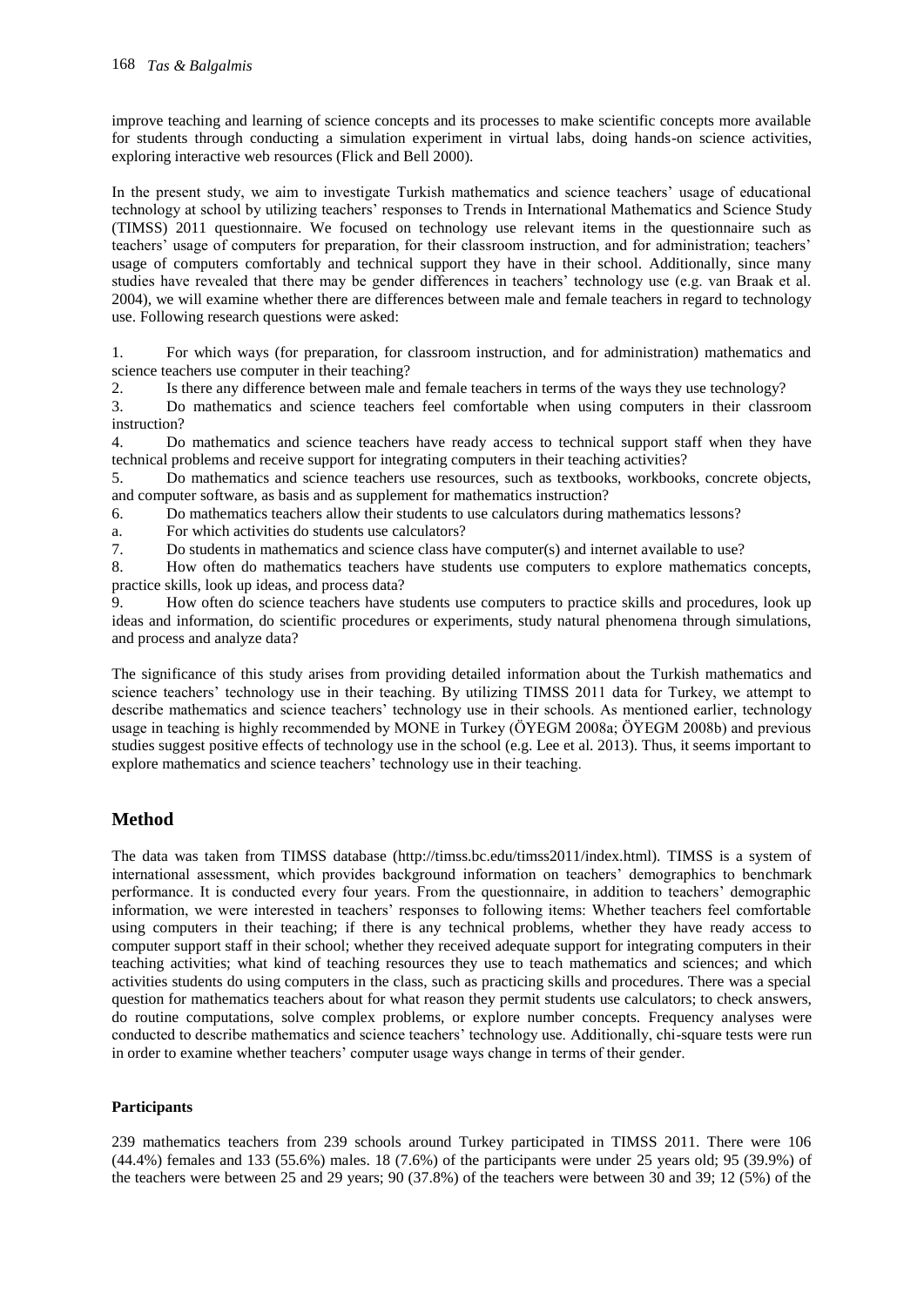improve teaching and learning of science concepts and its processes to make scientific concepts more available for students through conducting a simulation experiment in virtual labs, doing hands-on science activities, exploring interactive web resources (Flick and Bell 2000).

In the present study, we aim to investigate Turkish mathematics and science teachers' usage of educational technology at school by utilizing teachers' responses to Trends in International Mathematics and Science Study (TIMSS) 2011 questionnaire. We focused on technology use relevant items in the questionnaire such as teachers' usage of computers for preparation, for their classroom instruction, and for administration; teachers' usage of computers comfortably and technical support they have in their school. Additionally, since many studies have revealed that there may be gender differences in teachers' technology use (e.g. van Braak et al. 2004), we will examine whether there are differences between male and female teachers in regard to technology use. Following research questions were asked:

1. For which ways (for preparation, for classroom instruction, and for administration) mathematics and science teachers use computer in their teaching?
2. Is there any difference between male and female teachers in terms of the ways they use technology?
3. Do mathematics and science teachers feel comfortable when using computers in their classroom instruction?
4. Do mathematics and science teachers have ready access to technical support staff when they have technical problems and receive support for integrating computers in their teaching activities?
5. Do mathematics and science teachers use resources, such as textbooks, workbooks, concrete objects, and computer software, as basis and as supplement for mathematics instruction?
6. Do mathematics teachers allow their students to use calculators during mathematics lessons?
   a. For which activities do students use calculators?
7. Do students in mathematics and science class have computer(s) and internet available to use?
8. How often do mathematics teachers have students use computers to explore mathematics concepts, practice skills, look up ideas, and process data?
9. How often do science teachers have students use computers to practice skills and procedures, look up ideas and information, do scientific procedures or experiments, study natural phenomena through simulations, and process and analyze data?

The significance of this study arises from providing detailed information about the Turkish mathematics and science teachers' technology use in their teaching. By utilizing TIMSS 2011 data for Turkey, we attempt to describe mathematics and science teachers' technology use in their schools. As mentioned earlier, technology usage in teaching is highly recommended by MONE in Turkey (ÖYEGM 2008a; ÖYEGM 2008b) and previous studies suggest positive effects of technology use in the school (e.g. Lee et al. 2013). Thus, it seems important to explore mathematics and science teachers' technology use in their teaching.

## Method

The data was taken from TIMSS database (http://timss.bc.edu/timss2011/index.html). TIMSS is a system of international assessment, which provides background information on teachers' demographics to benchmark performance. It is conducted every four years. From the questionnaire, in addition to teachers' demographic information, we were interested in teachers' responses to following items: Whether teachers feel comfortable using computers in their teaching; if there is any technical problems, whether they have ready access to computer support staff in their school; whether they received adequate support for integrating computers in their teaching activities; what kind of teaching resources they use to teach mathematics and sciences; and which activities students do using computers in the class, such as practicing skills and procedures. There was a special question for mathematics teachers about for what reason they permit students use calculators; to check answers, do routine computations, solve complex problems, or explore number concepts. Frequency analyses were conducted to describe mathematics and science teachers' technology use. Additionally, chi-square tests were run in order to examine whether teachers' computer usage ways change in terms of their gender.

### Participants

239 mathematics teachers from 239 schools around Turkey participated in TIMSS 2011. There were 106 (44.4%) females and 133 (55.6%) males. 18 (7.6%) of the participants were under 25 years old; 95 (39.9%) of the teachers were between 25 and 29 years; 90 (37.8%) of the teachers were between 30 and 39; 12 (5%) of the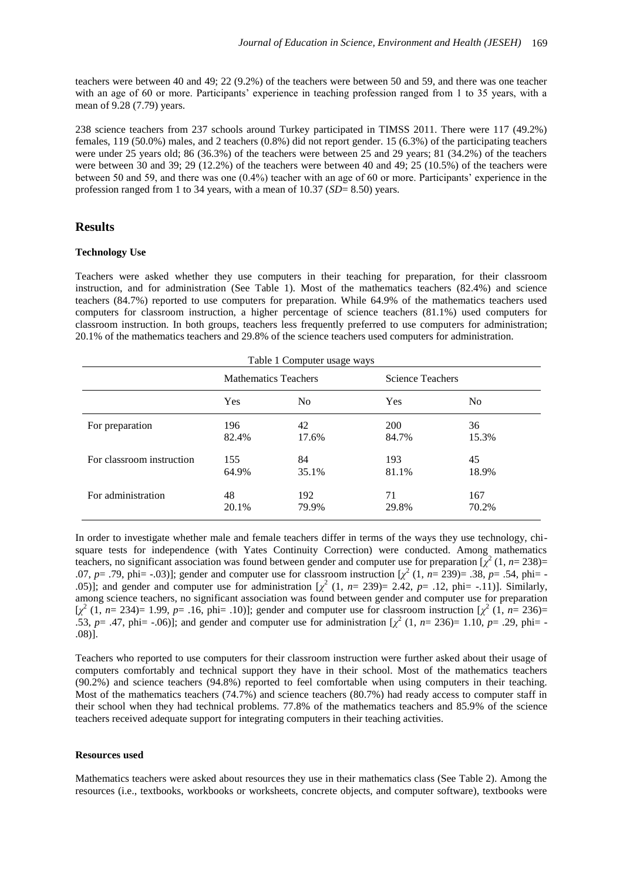teachers were between 40 and 49; 22 (9.2%) of the teachers were between 50 and 59, and there was one teacher with an age of 60 or more. Participants' experience in teaching profession ranged from 1 to 35 years, with a mean of 9.28 (7.79) years.

238 science teachers from 237 schools around Turkey participated in TIMSS 2011. There were 117 (49.2%) females, 119 (50.0%) males, and 2 teachers (0.8%) did not report gender. 15 (6.3%) of the participating teachers were under 25 years old; 86 (36.3%) of the teachers were between 25 and 29 years; 81 (34.2%) of the teachers were between 30 and 39; 29 (12.2%) of the teachers were between 40 and 49; 25 (10.5%) of the teachers were between 50 and 59, and there was one (0.4%) teacher with an age of 60 or more. Participants' experience in the profession ranged from 1 to 34 years, with a mean of 10.37 (*SD*= 8.50) years.

## Results

### Technology Use

Teachers were asked whether they use computers in their teaching for preparation, for their classroom instruction, and for administration (See Table 1). Most of the mathematics teachers (82.4%) and science teachers (84.7%) reported to use computers for preparation. While 64.9% of the mathematics teachers used computers for classroom instruction, a higher percentage of science teachers (81.1%) used computers for classroom instruction. In both groups, teachers less frequently preferred to use computers for administration; 20.1% of the mathematics teachers and 29.8% of the science teachers used computers for administration.

Table 1 Computer usage ways

| | Mathematics Teachers | | Science Teachers | |
|---|---|---|---|---|
| | Yes | No | Yes | No |
| For preparation | 196<br>82.4% | 42<br>17.6% | 200<br>84.7% | 36<br>15.3% |
| For classroom instruction | 155<br>64.9% | 84<br>35.1% | 193<br>81.1% | 45<br>18.9% |
| For administration | 48<br>20.1% | 192<br>79.9% | 71<br>29.8% | 167<br>70.2% |

In order to investigate whether male and female teachers differ in terms of the ways they use technology, chi-square tests for independence (with Yates Continuity Correction) were conducted. Among mathematics teachers, no significant association was found between gender and computer use for preparation [$\chi^2$ (1, *n*= 238)= .07, *p*= .79, phi= -.03)]; gender and computer use for classroom instruction [$\chi^2$ (1, *n*= 239)= .38, *p*= .54, phi= -.05)]; and gender and computer use for administration [$\chi^2$ (1, *n*= 239)= 2.42, *p*= .12, phi= -.11)]. Similarly, among science teachers, no significant association was found between gender and computer use for preparation [$\chi^2$ (1, *n*= 234)= 1.99, *p*= .16, phi= .10)]; gender and computer use for classroom instruction [$\chi^2$ (1, *n*= 236)= .53, *p*= .47, phi= -.06)]; and gender and computer use for administration [$\chi^2$ (1, *n*= 236)= 1.10, *p*= .29, phi= -.08)].

Teachers who reported to use computers for their classroom instruction were further asked about their usage of computers comfortably and technical support they have in their school. Most of the mathematics teachers (90.2%) and science teachers (94.8%) reported to feel comfortable when using computers in their teaching. Most of the mathematics teachers (74.7%) and science teachers (80.7%) had ready access to computer staff in their school when they had technical problems. 77.8% of the mathematics teachers and 85.9% of the science teachers received adequate support for integrating computers in their teaching activities.

### Resources used

Mathematics teachers were asked about resources they use in their mathematics class (See Table 2). Among the resources (i.e., textbooks, workbooks or worksheets, concrete objects, and computer software), textbooks were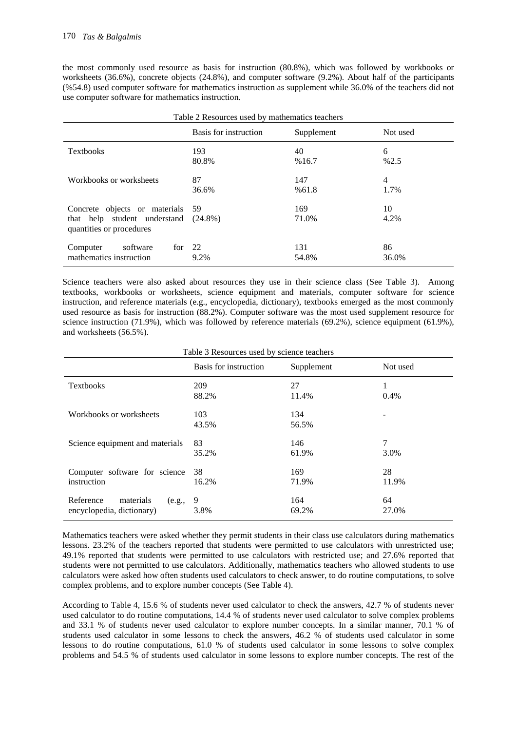the most commonly used resource as basis for instruction (80.8%), which was followed by workbooks or worksheets (36.6%), concrete objects (24.8%), and computer software (9.2%). About half of the participants (%54.8) used computer software for mathematics instruction as supplement while 36.0% of the teachers did not use computer software for mathematics instruction.

Table 2 Resources used by mathematics teachers

| | Basis for instruction | Supplement | Not used |
|---|---|---|---|
| Textbooks | 193<br>80.8% | 40<br>%16.7 | 6<br>%2.5 |
| Workbooks or worksheets | 87<br>36.6% | 147<br>%61.8 | 4<br>1.7% |
| Concrete objects or materials that help student understand quantities or procedures | 59<br>(24.8%) | 169<br>71.0% | 10<br>4.2% |
| Computer software for mathematics instruction | 22<br>9.2% | 131<br>54.8% | 86<br>36.0% |

Science teachers were also asked about resources they use in their science class (See Table 3). Among textbooks, workbooks or worksheets, science equipment and materials, computer software for science instruction, and reference materials (e.g., encyclopedia, dictionary), textbooks emerged as the most commonly used resource as basis for instruction (88.2%). Computer software was the most used supplement resource for science instruction (71.9%), which was followed by reference materials (69.2%), science equipment (61.9%), and worksheets (56.5%).

Table 3 Resources used by science teachers

| | Basis for instruction | Supplement | Not used |
|---|---|---|---|
| Textbooks | 209<br>88.2% | 27<br>11.4% | 1<br>0.4% |
| Workbooks or worksheets | 103<br>43.5% | 134<br>56.5% | - |
| Science equipment and materials | 83<br>35.2% | 146<br>61.9% | 7<br>3.0% |
| Computer software for science instruction | 38<br>16.2% | 169<br>71.9% | 28<br>11.9% |
| Reference materials (e.g., encyclopedia, dictionary) | 9<br>3.8% | 164<br>69.2% | 64<br>27.0% |

Mathematics teachers were asked whether they permit students in their class use calculators during mathematics lessons. 23.2% of the teachers reported that students were permitted to use calculators with unrestricted use; 49.1% reported that students were permitted to use calculators with restricted use; and 27.6% reported that students were not permitted to use calculators. Additionally, mathematics teachers who allowed students to use calculators were asked how often students used calculators to check answer, to do routine computations, to solve complex problems, and to explore number concepts (See Table 4).

According to Table 4, 15.6 % of students never used calculator to check the answers, 42.7 % of students never used calculator to do routine computations, 14.4 % of students never used calculator to solve complex problems and 33.1 % of students never used calculator to explore number concepts. In a similar manner, 70.1 % of students used calculator in some lessons to check the answers, 46.2 % of students used calculator in some lessons to do routine computations, 61.0 % of students used calculator in some lessons to solve complex problems and 54.5 % of students used calculator in some lessons to explore number concepts. The rest of the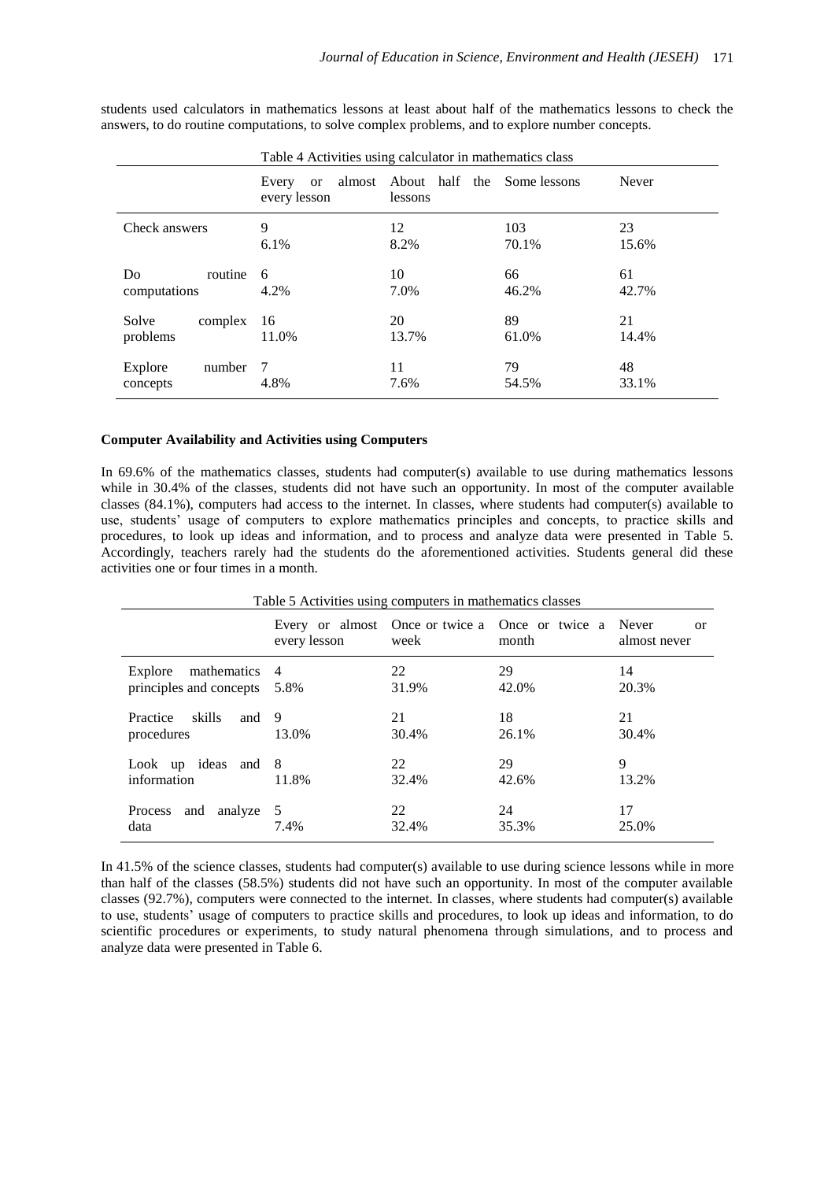students used calculators in mathematics lessons at least about half of the mathematics lessons to check the answers, to do routine computations, to solve complex problems, and to explore number concepts.

Table 4 Activities using calculator in mathematics class

| | Every or almost every lesson | About half the lessons | Some lessons | Never |
|---|---|---|---|---|
| Check answers | 9<br>6.1% | 12<br>8.2% | 103<br>70.1% | 23<br>15.6% |
| Do routine computations | 6<br>4.2% | 10<br>7.0% | 66<br>46.2% | 61<br>42.7% |
| Solve complex problems | 16<br>11.0% | 20<br>13.7% | 89<br>61.0% | 21<br>14.4% |
| Explore number concepts | 7<br>4.8% | 11<br>7.6% | 79<br>54.5% | 48<br>33.1% |

**Computer Availability and Activities using Computers**

In 69.6% of the mathematics classes, students had computer(s) available to use during mathematics lessons while in 30.4% of the classes, students did not have such an opportunity. In most of the computer available classes (84.1%), computers had access to the internet. In classes, where students had computer(s) available to use, students' usage of computers to explore mathematics principles and concepts, to practice skills and procedures, to look up ideas and information, and to process and analyze data were presented in Table 5. Accordingly, teachers rarely had the students do the aforementioned activities. Students general did these activities one or four times in a month.

Table 5 Activities using computers in mathematics classes

| | Every or almost every lesson | Once or twice a week | Once or twice a month | Never or almost never |
|---|---|---|---|---|
| Explore mathematics principles and concepts | 4<br>5.8% | 22<br>31.9% | 29<br>42.0% | 14<br>20.3% |
| Practice skills and procedures | 9<br>13.0% | 21<br>30.4% | 18<br>26.1% | 21<br>30.4% |
| Look up ideas and information | 8<br>11.8% | 22<br>32.4% | 29<br>42.6% | 9<br>13.2% |
| Process and analyze data | 5<br>7.4% | 22<br>32.4% | 24<br>35.3% | 17<br>25.0% |

In 41.5% of the science classes, students had computer(s) available to use during science lessons while in more than half of the classes (58.5%) students did not have such an opportunity. In most of the computer available classes (92.7%), computers were connected to the internet. In classes, where students had computer(s) available to use, students' usage of computers to practice skills and procedures, to look up ideas and information, to do scientific procedures or experiments, to study natural phenomena through simulations, and to process and analyze data were presented in Table 6.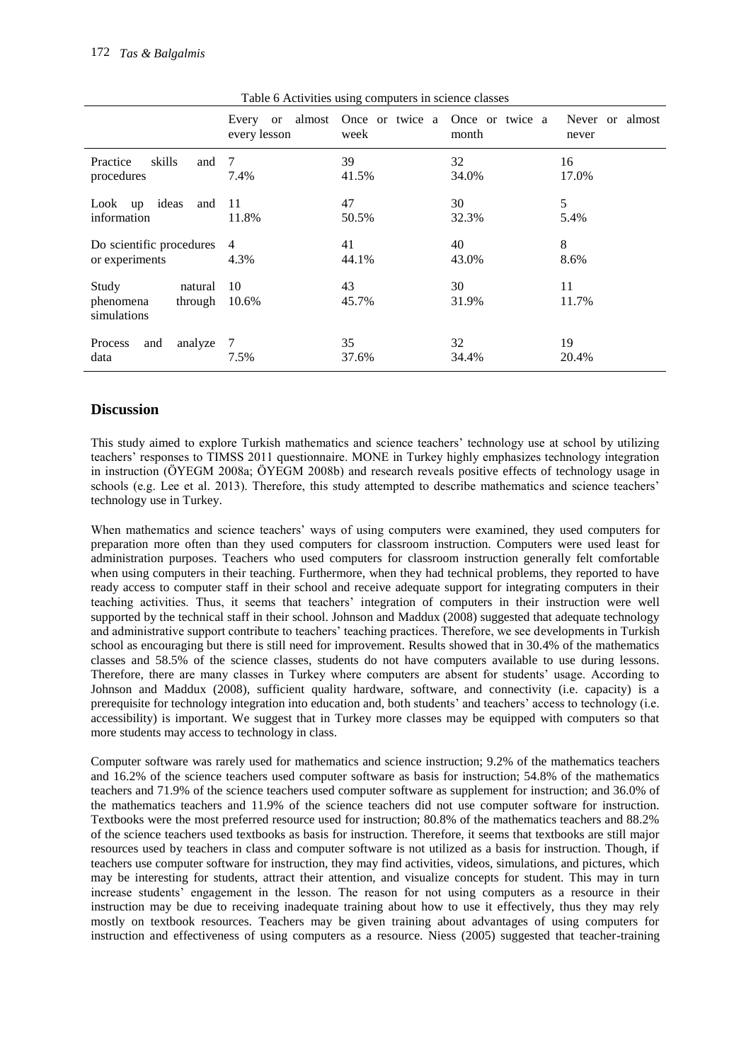Table 6 Activities using computers in science classes

| | Every or almost every lesson | Once or twice a week | Once or twice a month | Never or almost never |
|---|---|---|---|---|
| Practice skills and procedures | 7<br>7.4% | 39<br>41.5% | 32<br>34.0% | 16<br>17.0% |
| Look up ideas and information | 11<br>11.8% | 47<br>50.5% | 30<br>32.3% | 5<br>5.4% |
| Do scientific procedures or experiments | 4<br>4.3% | 41<br>44.1% | 40<br>43.0% | 8<br>8.6% |
| Study natural phenomena through simulations | 10<br>10.6% | 43<br>45.7% | 30<br>31.9% | 11<br>11.7% |
| Process and analyze data | 7<br>7.5% | 35<br>37.6% | 32<br>34.4% | 19<br>20.4% |

## Discussion

This study aimed to explore Turkish mathematics and science teachers' technology use at school by utilizing teachers' responses to TIMSS 2011 questionnaire. MONE in Turkey highly emphasizes technology integration in instruction (ÖYEGM 2008a; ÖYEGM 2008b) and research reveals positive effects of technology usage in schools (e.g. Lee et al. 2013). Therefore, this study attempted to describe mathematics and science teachers' technology use in Turkey.

When mathematics and science teachers' ways of using computers were examined, they used computers for preparation more often than they used computers for classroom instruction. Computers were used least for administration purposes. Teachers who used computers for classroom instruction generally felt comfortable when using computers in their teaching. Furthermore, when they had technical problems, they reported to have ready access to computer staff in their school and receive adequate support for integrating computers in their teaching activities. Thus, it seems that teachers' integration of computers in their instruction were well supported by the technical staff in their school. Johnson and Maddux (2008) suggested that adequate technology and administrative support contribute to teachers' teaching practices. Therefore, we see developments in Turkish school as encouraging but there is still need for improvement. Results showed that in 30.4% of the mathematics classes and 58.5% of the science classes, students do not have computers available to use during lessons. Therefore, there are many classes in Turkey where computers are absent for students' usage. According to Johnson and Maddux (2008), sufficient quality hardware, software, and connectivity (i.e. capacity) is a prerequisite for technology integration into education and, both students' and teachers' access to technology (i.e. accessibility) is important. We suggest that in Turkey more classes may be equipped with computers so that more students may access to technology in class.

Computer software was rarely used for mathematics and science instruction; 9.2% of the mathematics teachers and 16.2% of the science teachers used computer software as basis for instruction; 54.8% of the mathematics teachers and 71.9% of the science teachers used computer software as supplement for instruction; and 36.0% of the mathematics teachers and 11.9% of the science teachers did not use computer software for instruction. Textbooks were the most preferred resource used for instruction; 80.8% of the mathematics teachers and 88.2% of the science teachers used textbooks as basis for instruction. Therefore, it seems that textbooks are still major resources used by teachers in class and computer software is not utilized as a basis for instruction. Though, if teachers use computer software for instruction, they may find activities, videos, simulations, and pictures, which may be interesting for students, attract their attention, and visualize concepts for student. This may in turn increase students' engagement in the lesson. The reason for not using computers as a resource in their instruction may be due to receiving inadequate training about how to use it effectively, thus they may rely mostly on textbook resources. Teachers may be given training about advantages of using computers for instruction and effectiveness of using computers as a resource. Niess (2005) suggested that teacher-training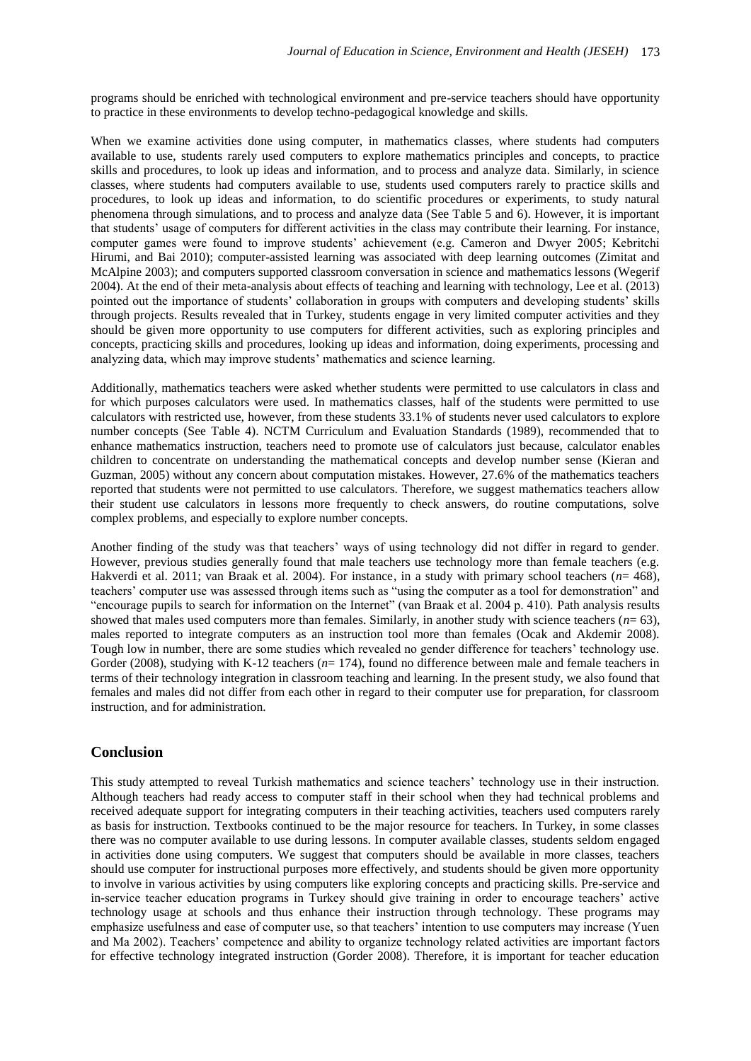programs should be enriched with technological environment and pre-service teachers should have opportunity to practice in these environments to develop techno-pedagogical knowledge and skills.

When we examine activities done using computer, in mathematics classes, where students had computers available to use, students rarely used computers to explore mathematics principles and concepts, to practice skills and procedures, to look up ideas and information, and to process and analyze data. Similarly, in science classes, where students had computers available to use, students used computers rarely to practice skills and procedures, to look up ideas and information, to do scientific procedures or experiments, to study natural phenomena through simulations, and to process and analyze data (See Table 5 and 6). However, it is important that students' usage of computers for different activities in the class may contribute their learning. For instance, computer games were found to improve students' achievement (e.g. Cameron and Dwyer 2005; Kebritchi Hirumi, and Bai 2010); computer-assisted learning was associated with deep learning outcomes (Zimitat and McAlpine 2003); and computers supported classroom conversation in science and mathematics lessons (Wegerif 2004). At the end of their meta-analysis about effects of teaching and learning with technology, Lee et al. (2013) pointed out the importance of students' collaboration in groups with computers and developing students' skills through projects. Results revealed that in Turkey, students engage in very limited computer activities and they should be given more opportunity to use computers for different activities, such as exploring principles and concepts, practicing skills and procedures, looking up ideas and information, doing experiments, processing and analyzing data, which may improve students' mathematics and science learning.

Additionally, mathematics teachers were asked whether students were permitted to use calculators in class and for which purposes calculators were used. In mathematics classes, half of the students were permitted to use calculators with restricted use, however, from these students 33.1% of students never used calculators to explore number concepts (See Table 4). NCTM Curriculum and Evaluation Standards (1989), recommended that to enhance mathematics instruction, teachers need to promote use of calculators just because, calculator enables children to concentrate on understanding the mathematical concepts and develop number sense (Kieran and Guzman, 2005) without any concern about computation mistakes. However, 27.6% of the mathematics teachers reported that students were not permitted to use calculators. Therefore, we suggest mathematics teachers allow their student use calculators in lessons more frequently to check answers, do routine computations, solve complex problems, and especially to explore number concepts.

Another finding of the study was that teachers' ways of using technology did not differ in regard to gender. However, previous studies generally found that male teachers use technology more than female teachers (e.g. Hakverdi et al. 2011; van Braak et al. 2004). For instance, in a study with primary school teachers ($n$= 468), teachers' computer use was assessed through items such as "using the computer as a tool for demonstration" and "encourage pupils to search for information on the Internet" (van Braak et al. 2004 p. 410). Path analysis results showed that males used computers more than females. Similarly, in another study with science teachers ($n$= 63), males reported to integrate computers as an instruction tool more than females (Ocak and Akdemir 2008). Tough low in number, there are some studies which revealed no gender difference for teachers' technology use. Gorder (2008), studying with K-12 teachers ($n$= 174), found no difference between male and female teachers in terms of their technology integration in classroom teaching and learning. In the present study, we also found that females and males did not differ from each other in regard to their computer use for preparation, for classroom instruction, and for administration.

## Conclusion

This study attempted to reveal Turkish mathematics and science teachers' technology use in their instruction. Although teachers had ready access to computer staff in their school when they had technical problems and received adequate support for integrating computers in their teaching activities, teachers used computers rarely as basis for instruction. Textbooks continued to be the major resource for teachers. In Turkey, in some classes there was no computer available to use during lessons. In computer available classes, students seldom engaged in activities done using computers. We suggest that computers should be available in more classes, teachers should use computer for instructional purposes more effectively, and students should be given more opportunity to involve in various activities by using computers like exploring concepts and practicing skills. Pre-service and in-service teacher education programs in Turkey should give training in order to encourage teachers' active technology usage at schools and thus enhance their instruction through technology. These programs may emphasize usefulness and ease of computer use, so that teachers' intention to use computers may increase (Yuen and Ma 2002). Teachers' competence and ability to organize technology related activities are important factors for effective technology integrated instruction (Gorder 2008). Therefore, it is important for teacher education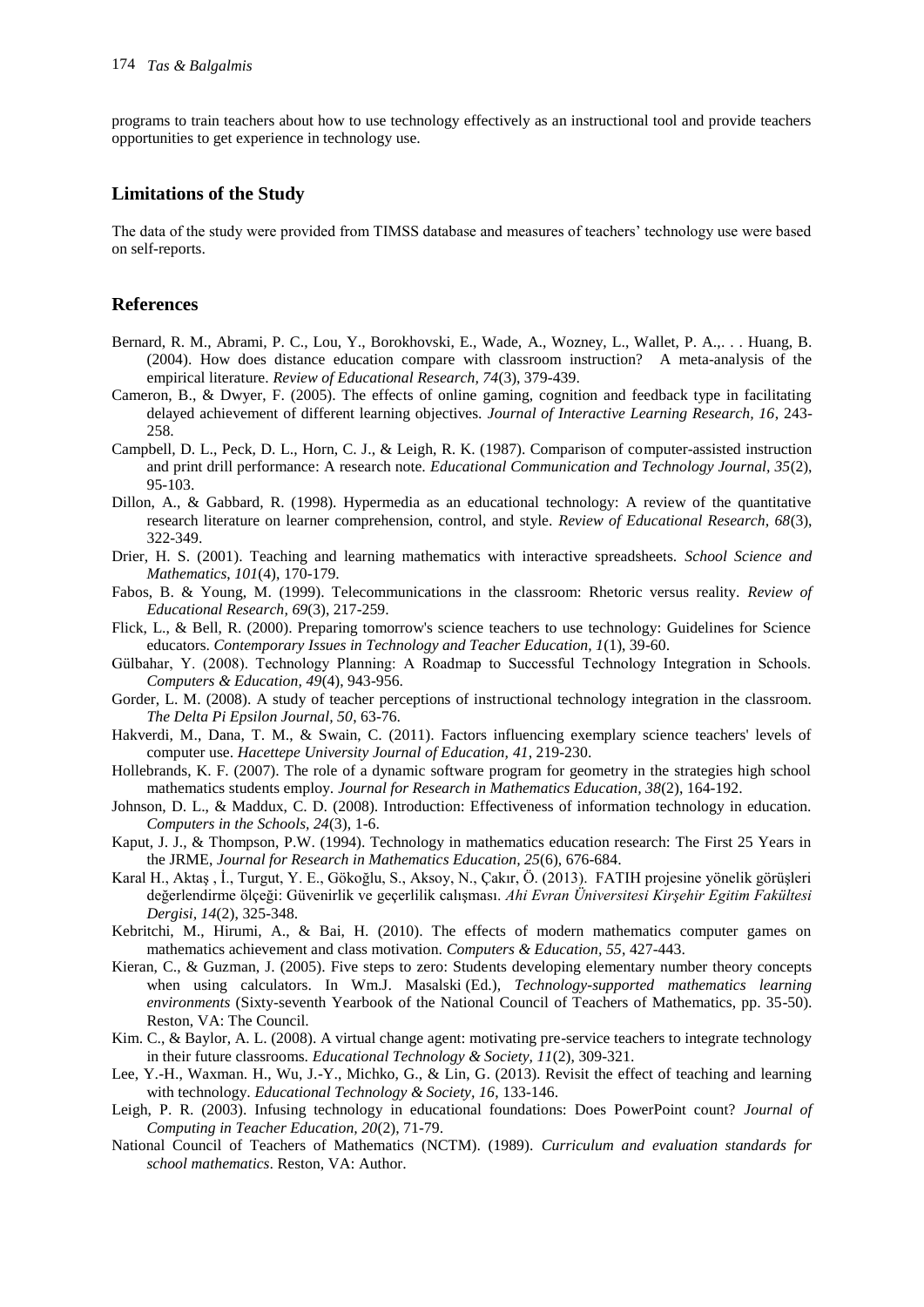programs to train teachers about how to use technology effectively as an instructional tool and provide teachers opportunities to get experience in technology use.

## Limitations of the Study

The data of the study were provided from TIMSS database and measures of teachers' technology use were based on self-reports.

## References

Bernard, R. M., Abrami, P. C., Lou, Y., Borokhovski, E., Wade, A., Wozney, L., Wallet, P. A.,. . . Huang, B. (2004). How does distance education compare with classroom instruction? A meta-analysis of the empirical literature. *Review of Educational Research, 74*(3), 379-439.

Cameron, B., & Dwyer, F. (2005). The effects of online gaming, cognition and feedback type in facilitating delayed achievement of different learning objectives. *Journal of Interactive Learning Research, 16*, 243-258.

Campbell, D. L., Peck, D. L., Horn, C. J., & Leigh, R. K. (1987). Comparison of computer-assisted instruction and print drill performance: A research note. *Educational Communication and Technology Journal, 35*(2), 95-103.

Dillon, A., & Gabbard, R. (1998). Hypermedia as an educational technology: A review of the quantitative research literature on learner comprehension, control, and style. *Review of Educational Research, 68*(3), 322-349.

Drier, H. S. (2001). Teaching and learning mathematics with interactive spreadsheets. *School Science and Mathematics, 101*(4), 170-179.

Fabos, B. & Young, M. (1999). Telecommunications in the classroom: Rhetoric versus reality. *Review of Educational Research, 69*(3), 217-259.

Flick, L., & Bell, R. (2000). Preparing tomorrow's science teachers to use technology: Guidelines for Science educators. *Contemporary Issues in Technology and Teacher Education, 1*(1), 39-60.

Gülbahar, Y. (2008). Technology Planning: A Roadmap to Successful Technology Integration in Schools. *Computers & Education, 49*(4), 943-956.

Gorder, L. M. (2008). A study of teacher perceptions of instructional technology integration in the classroom. *The Delta Pi Epsilon Journal, 50*, 63-76.

Hakverdi, M., Dana, T. M., & Swain, C. (2011). Factors influencing exemplary science teachers' levels of computer use. *Hacettepe University Journal of Education, 41*, 219-230.

Hollebrands, K. F. (2007). The role of a dynamic software program for geometry in the strategies high school mathematics students employ. *Journal for Research in Mathematics Education, 38*(2), 164-192.

Johnson, D. L., & Maddux, C. D. (2008). Introduction: Effectiveness of information technology in education. *Computers in the Schools, 24*(3), 1-6.

Kaput, J. J., & Thompson, P.W. (1994). Technology in mathematics education research: The First 25 Years in the JRME, *Journal for Research in Mathematics Education, 25*(6), 676-684.

Karal H., Aktaş , İ., Turgut, Y. E., Gökoğlu, S., Aksoy, N., Çakır, Ö. (2013). FATIH projesine yönelik görüşleri değerlendirme ölçeği: Güvenirlik ve geçerlilik calışması. *Ahi Evran Üniversitesi Kirşehir Egitim Fakültesi Dergisi, 14*(2), 325-348.

Kebritchi, M., Hirumi, A., & Bai, H. (2010). The effects of modern mathematics computer games on mathematics achievement and class motivation. *Computers & Education, 55*, 427-443.

Kieran, C., & Guzman, J. (2005). Five steps to zero: Students developing elementary number theory concepts when using calculators. In Wm.J. Masalski (Ed.), *Technology-supported mathematics learning environments* (Sixty-seventh Yearbook of the National Council of Teachers of Mathematics, pp. 35-50). Reston, VA: The Council.

Kim. C., & Baylor, A. L. (2008). A virtual change agent: motivating pre-service teachers to integrate technology in their future classrooms. *Educational Technology & Society, 11*(2), 309-321.

Lee, Y.-H., Waxman. H., Wu, J.-Y., Michko, G., & Lin, G. (2013). Revisit the effect of teaching and learning with technology. *Educational Technology & Society, 16*, 133-146.

Leigh, P. R. (2003). Infusing technology in educational foundations: Does PowerPoint count? *Journal of Computing in Teacher Education, 20*(2), 71-79.

National Council of Teachers of Mathematics (NCTM). (1989). *Curriculum and evaluation standards for school mathematics*. Reston, VA: Author.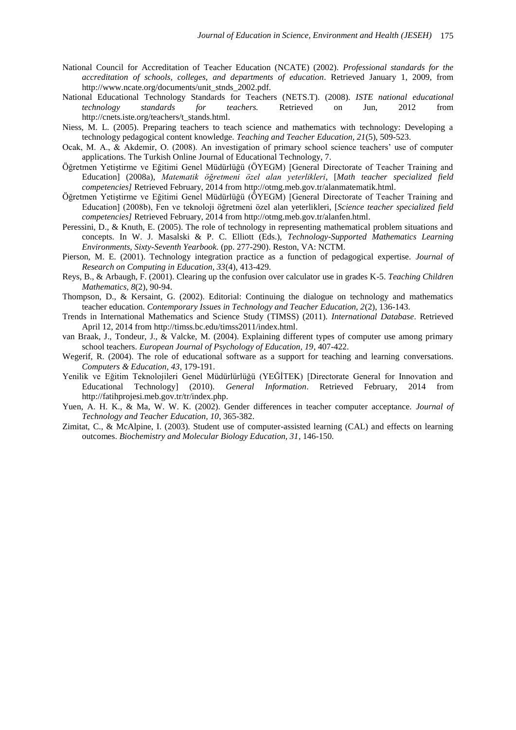National Council for Accreditation of Teacher Education (NCATE) (2002). *Professional standards for the accreditation of schools, colleges, and departments of education*. Retrieved January 1, 2009, from http://www.ncate.org/documents/unit_stnds_2002.pdf.

National Educational Technology Standards for Teachers (NETS.T). (2008). *ISTE national educational technology standards for teachers.* Retrieved on Jun, 2012 from http://cnets.iste.org/teachers/t_stands.html.

Niess, M. L. (2005). Preparing teachers to teach science and mathematics with technology: Developing a technology pedagogical content knowledge. *Teaching and Teacher Education, 21*(5), 509-523.

Ocak, M. A., & Akdemir, O. (2008). An investigation of primary school science teachers' use of computer applications. The Turkish Online Journal of Educational Technology, 7.

Öğretmen Yetiştirme ve Eğitimi Genel Müdürlüğü (ÖYEGM) [General Directorate of Teacher Training and Education] (2008a), *Matematik öğretmeni özel alan yeterlikleri*, [*Math teacher specialized field competencies]* Retrieved February, 2014 from http://otmg.meb.gov.tr/alanmatematik.html.

Öğretmen Yetiştirme ve Eğitimi Genel Müdürlüğü (ÖYEGM) [General Directorate of Teacher Training and Education] (2008b), Fen ve teknoloji öğretmeni özel alan yeterlikleri, [*Science teacher specialized field competencies]* Retrieved February, 2014 from http://otmg.meb.gov.tr/alanfen.html.

Peressini, D., & Knuth, E. (2005). The role of technology in representing mathematical problem situations and concepts. In W. J. Masalski & P. C. Elliott (Eds.), *Technology-Supported Mathematics Learning Environments, Sixty-Seventh Yearbook.* (pp. 277-290). Reston, VA: NCTM.

Pierson, M. E. (2001). Technology integration practice as a function of pedagogical expertise. *Journal of Research on Computing in Education, 33*(4), 413-429.

Reys, B., & Arbaugh, F. (2001). Clearing up the confusion over calculator use in grades K-5. *Teaching Children Mathematics, 8*(2), 90-94.

Thompson, D., & Kersaint, G. (2002). Editorial: Continuing the dialogue on technology and mathematics teacher education. *Contemporary Issues in Technology and Teacher Education, 2*(2), 136-143.

Trends in International Mathematics and Science Study (TIMSS) (2011). *International Database*. Retrieved April 12, 2014 from http://timss.bc.edu/timss2011/index.html.

van Braak, J., Tondeur, J., & Valcke, M. (2004). Explaining different types of computer use among primary school teachers. *European Journal of Psychology of Education, 19*, 407-422.

Wegerif, R. (2004). The role of educational software as a support for teaching and learning conversations. *Computers & Education, 43*, 179-191.

Yenilik ve Eğitim Teknolojileri Genel Müdürlürlüğü (YEĞİTEK) [Directorate General for Innovation and Educational Technology] (2010). *General Information*. Retrieved February, 2014 from http://fatihprojesi.meb.gov.tr/tr/index.php.

Yuen, A. H. K., & Ma, W. W. K. (2002). Gender differences in teacher computer acceptance. *Journal of Technology and Teacher Education, 10*, 365-382.

Zimitat, C., & McAlpine, I. (2003). Student use of computer-assisted learning (CAL) and effects on learning outcomes. *Biochemistry and Molecular Biology Education, 31*, 146-150.